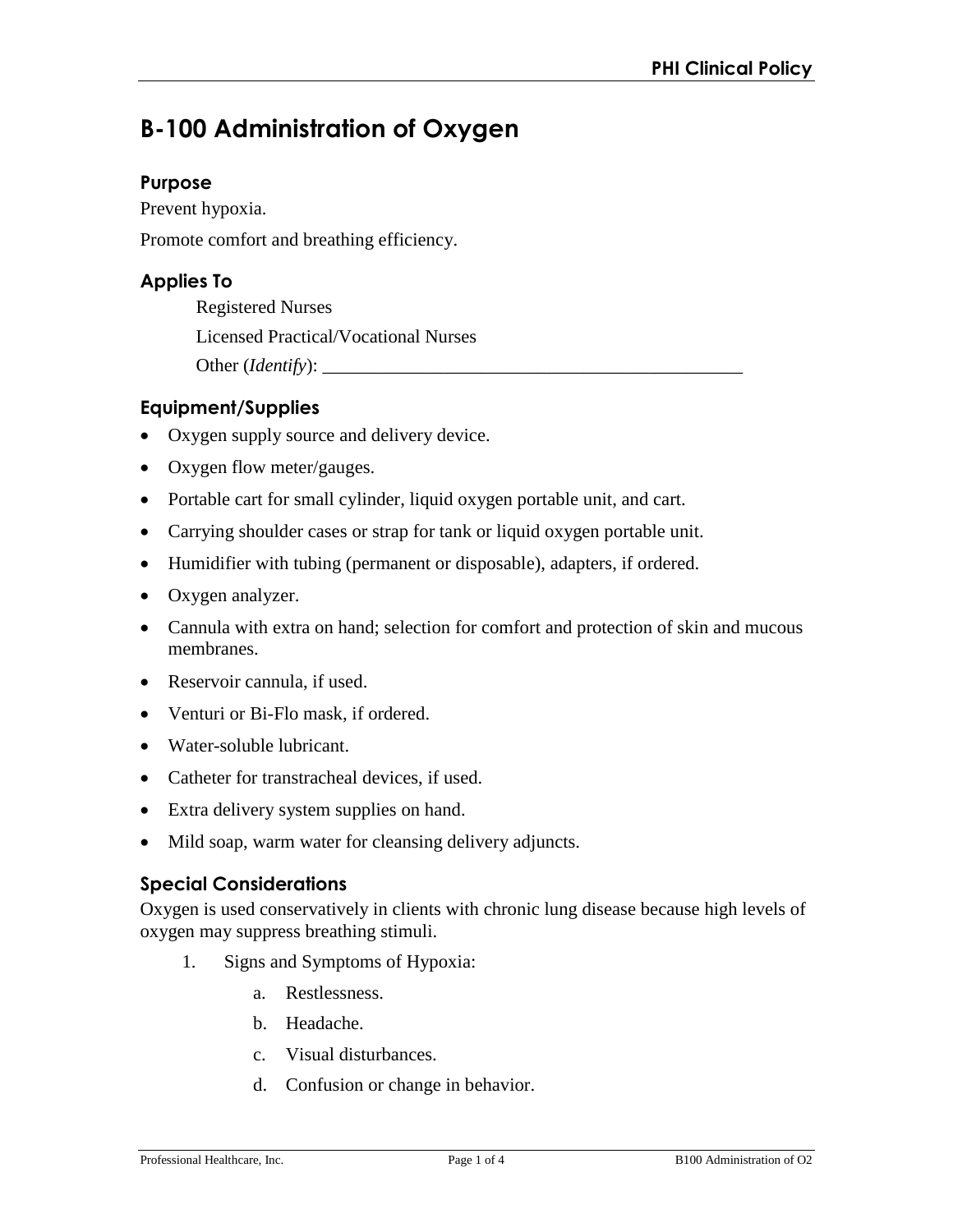# B-100 Administration of Oxygen

## Purpose

Prevent hypoxia.

Promote comfort and breathing efficiency.

## Applies To

Registered Nurses

Licensed Practical/Vocational Nurses

Other (*Identify*): ______________________________________________

## Equipment/Supplies

- Oxygen supply source and delivery device.
- Oxygen flow meter/gauges.
- Portable cart for small cylinder, liquid oxygen portable unit, and cart.
- Carrying shoulder cases or strap for tank or liquid oxygen portable unit.
- Humidifier with tubing (permanent or disposable), adapters, if ordered.
- Oxygen analyzer.
- Cannula with extra on hand; selection for comfort and protection of skin and mucous membranes.
- Reservoir cannula, if used.
- Venturi or Bi-Flo mask, if ordered.
- Water-soluble lubricant.
- Catheter for transtracheal devices, if used.
- Extra delivery system supplies on hand.
- Mild soap, warm water for cleansing delivery adjuncts.

## Special Considerations

Oxygen is used conservatively in clients with chronic lung disease because high levels of oxygen may suppress breathing stimuli.

1. Signs and Symptoms of Hypoxia:
   a. Restlessness.
   b. Headache.
   c. Visual disturbances.
   d. Confusion or change in behavior.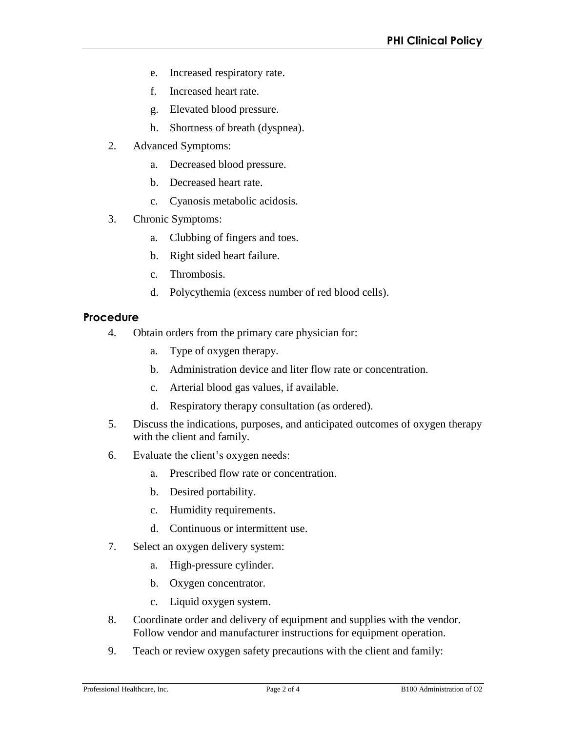e. Increased respiratory rate.

f. Increased heart rate.

g. Elevated blood pressure.

h. Shortness of breath (dyspnea).

2. Advanced Symptoms:

   a. Decreased blood pressure.

   b. Decreased heart rate.

   c. Cyanosis metabolic acidosis.

3. Chronic Symptoms:

   a. Clubbing of fingers and toes.

   b. Right sided heart failure.

   c. Thrombosis.

   d. Polycythemia (excess number of red blood cells).

## Procedure

4. Obtain orders from the primary care physician for:

   a. Type of oxygen therapy.

   b. Administration device and liter flow rate or concentration.

   c. Arterial blood gas values, if available.

   d. Respiratory therapy consultation (as ordered).

5. Discuss the indications, purposes, and anticipated outcomes of oxygen therapy with the client and family.

6. Evaluate the client's oxygen needs:

   a. Prescribed flow rate or concentration.

   b. Desired portability.

   c. Humidity requirements.

   d. Continuous or intermittent use.

7. Select an oxygen delivery system:

   a. High-pressure cylinder.

   b. Oxygen concentrator.

   c. Liquid oxygen system.

8. Coordinate order and delivery of equipment and supplies with the vendor. Follow vendor and manufacturer instructions for equipment operation.

9. Teach or review oxygen safety precautions with the client and family: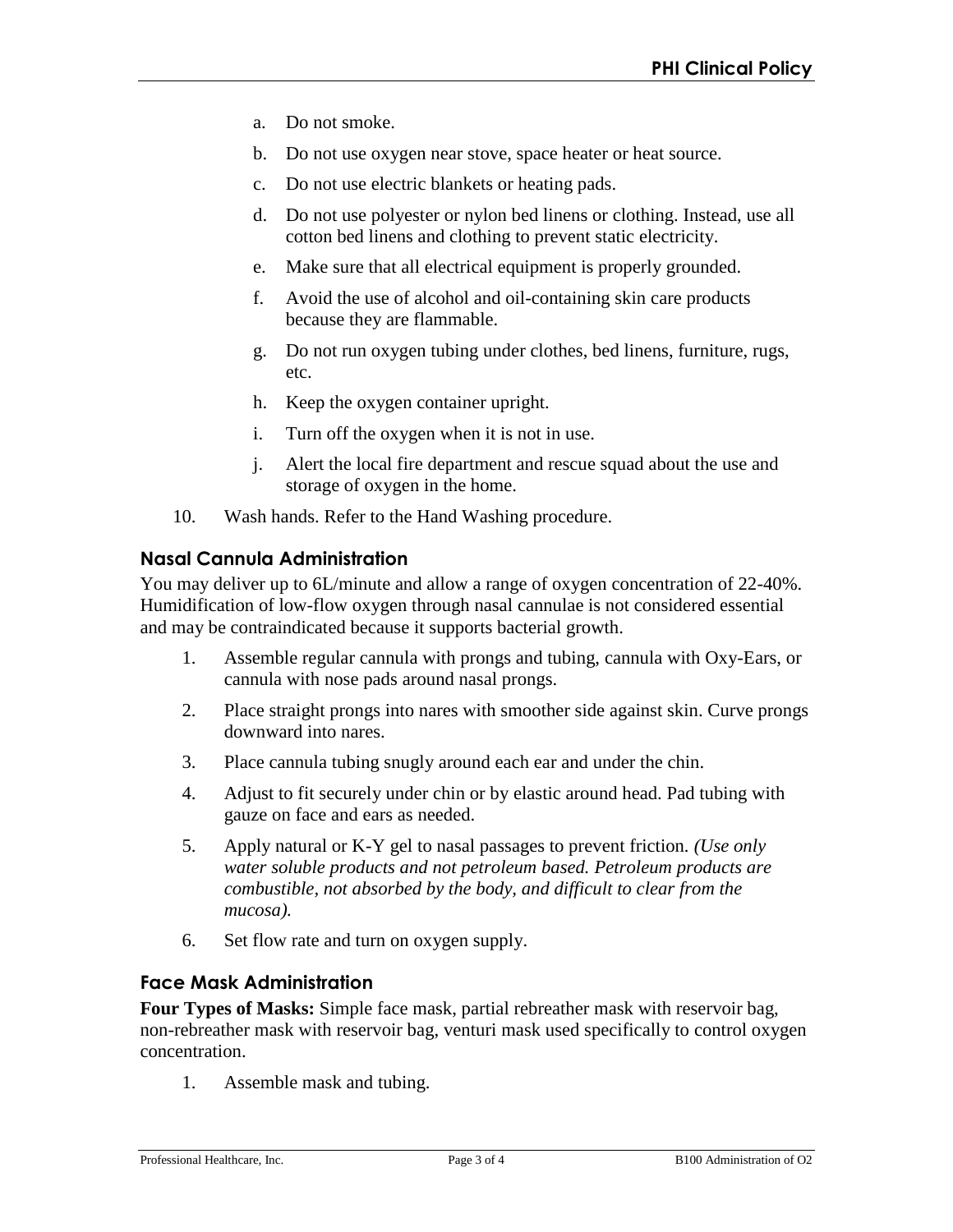a. Do not smoke.
b. Do not use oxygen near stove, space heater or heat source.
c. Do not use electric blankets or heating pads.
d. Do not use polyester or nylon bed linens or clothing. Instead, use all cotton bed linens and clothing to prevent static electricity.
e. Make sure that all electrical equipment is properly grounded.
f. Avoid the use of alcohol and oil-containing skin care products because they are flammable.
g. Do not run oxygen tubing under clothes, bed linens, furniture, rugs, etc.
h. Keep the oxygen container upright.
i. Turn off the oxygen when it is not in use.
j. Alert the local fire department and rescue squad about the use and storage of oxygen in the home.

10. Wash hands. Refer to the Hand Washing procedure.

### Nasal Cannula Administration

You may deliver up to 6L/minute and allow a range of oxygen concentration of 22-40%. Humidification of low-flow oxygen through nasal cannulae is not considered essential and may be contraindicated because it supports bacterial growth.

1. Assemble regular cannula with prongs and tubing, cannula with Oxy-Ears, or cannula with nose pads around nasal prongs.
2. Place straight prongs into nares with smoother side against skin. Curve prongs downward into nares.
3. Place cannula tubing snugly around each ear and under the chin.
4. Adjust to fit securely under chin or by elastic around head. Pad tubing with gauze on face and ears as needed.
5. Apply natural or K-Y gel to nasal passages to prevent friction. *(Use only water soluble products and not petroleum based. Petroleum products are combustible, not absorbed by the body, and difficult to clear from the mucosa).*
6. Set flow rate and turn on oxygen supply.

### Face Mask Administration

**Four Types of Masks:** Simple face mask, partial rebreather mask with reservoir bag, non-rebreather mask with reservoir bag, venturi mask used specifically to control oxygen concentration.

1. Assemble mask and tubing.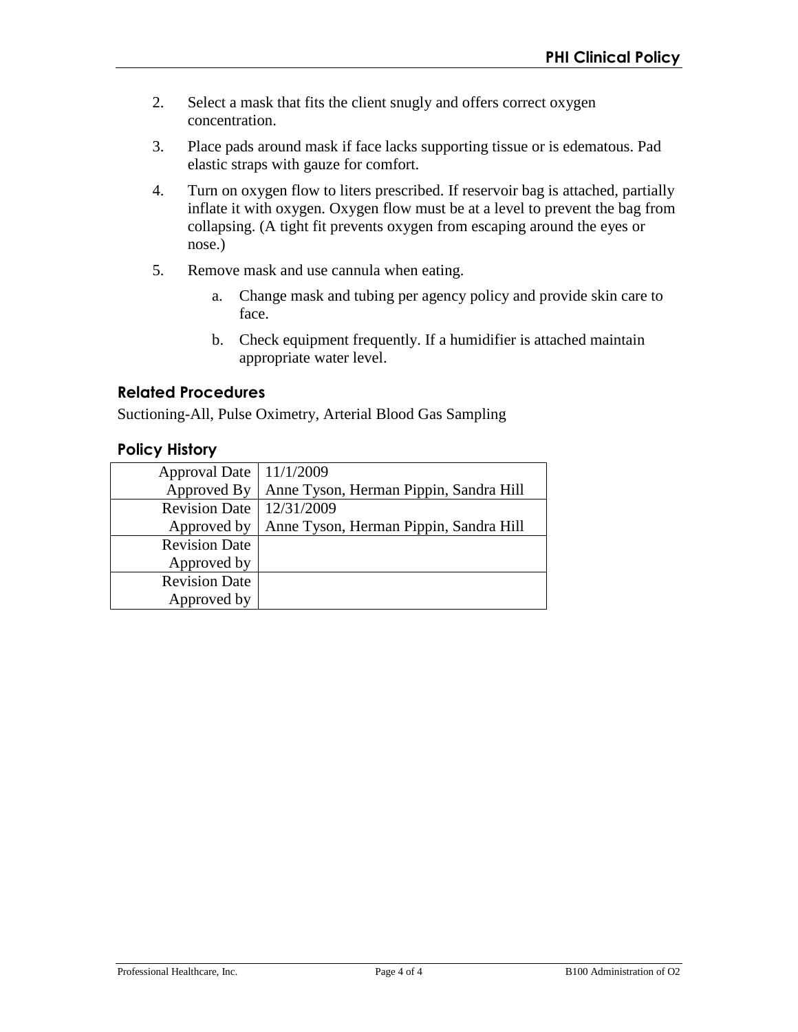2. Select a mask that fits the client snugly and offers correct oxygen concentration.
3. Place pads around mask if face lacks supporting tissue or is edematous. Pad elastic straps with gauze for comfort.
4. Turn on oxygen flow to liters prescribed. If reservoir bag is attached, partially inflate it with oxygen. Oxygen flow must be at a level to prevent the bag from collapsing. (A tight fit prevents oxygen from escaping around the eyes or nose.)
5. Remove mask and use cannula when eating.
    a. Change mask and tubing per agency policy and provide skin care to face.
    b. Check equipment frequently. If a humidifier is attached maintain appropriate water level.

## Related Procedures

Suctioning-All, Pulse Oximetry, Arterial Blood Gas Sampling

## Policy History

| | |
|---|---|
| Approval Date | 11/1/2009 |
| Approved By | Anne Tyson, Herman Pippin, Sandra Hill |
| Revision Date | 12/31/2009 |
| Approved by | Anne Tyson, Herman Pippin, Sandra Hill |
| Revision Date | |
| Approved by | |
| Revision Date | |
| Approved by | |